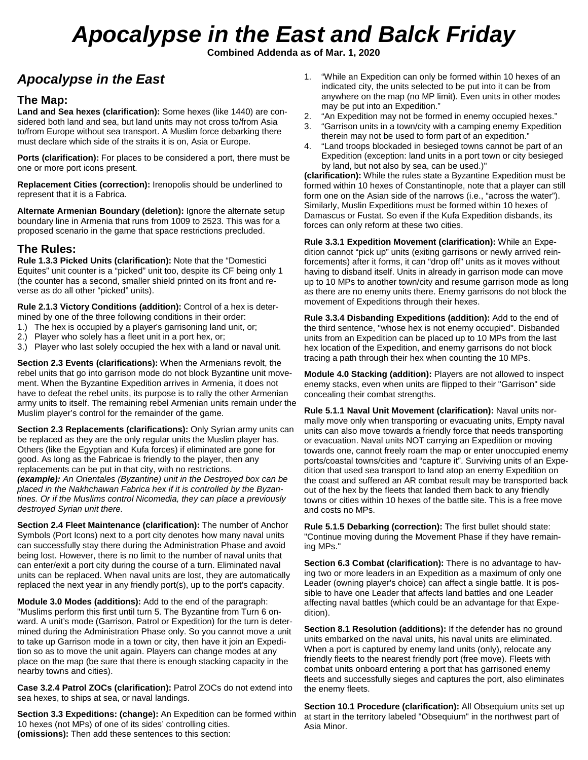# Apocalypse in the East and Balck Friday

**Combined Addenda as of Mar. 1, 2020**

## Apocalypse in the East

### The Map:

**Land and Sea hexes (clarification):** Some hexes (like 1440) are considered both land and sea, but land units may not cross to/from Asia to/from Europe without sea transport. A Muslim force debarking there must declare which side of the straits it is on, Asia or Europe.

**Ports (clarification):** For places to be considered a port, there must be one or more port icons present.

**Replacement Cities (correction):** Irenopolis should be underlined to represent that it is a Fabrica.

**Alternate Armenian Boundary (deletion):** Ignore the alternate setup boundary line in Armenia that runs from 1009 to 2523. This was for a proposed scenario in the game that space restrictions precluded.

### The Rules:

**Rule 1.3.3 Picked Units (clarification):** Note that the "Domestici Equites" unit counter is a "picked" unit too, despite its CF being only 1 (the counter has a second, smaller shield printed on its front and reverse as do all other "picked" units).

**Rule 2.1.3 Victory Conditions (addition):** Control of a hex is determined by one of the three following conditions in their order:

1.) The hex is occupied by a player's garrisoning land unit, or;
2.) Player who solely has a fleet unit in a port hex, or;
3.) Player who last solely occupied the hex with a land or naval unit.

**Section 2.3 Events (clarifications):** When the Armenians revolt, the rebel units that go into garrison mode do not block Byzantine unit movement. When the Byzantine Expedition arrives in Armenia, it does not have to defeat the rebel units, its purpose is to rally the other Armenian army units to itself. The remaining rebel Armenian units remain under the Muslim player's control for the remainder of the game.

**Section 2.3 Replacements (clarifications):** Only Syrian army units can be replaced as they are the only regular units the Muslim player has. Others (like the Egyptian and Kufa forces) if eliminated are gone for good. As long as the Fabricae is friendly to the player, then any replacements can be put in that city, with no restrictions.
***(example):** An Orientales (Byzantine) unit in the Destroyed box can be placed in the Nakhchawan Fabrica hex if it is controlled by the Byzantines. Or if the Muslims control Nicomedia, they can place a previously destroyed Syrian unit there.*

**Section 2.4 Fleet Maintenance (clarification):** The number of Anchor Symbols (Port Icons) next to a port city denotes how many naval units can successfully stay there during the Administration Phase and avoid being lost. However, there is no limit to the number of naval units that can enter/exit a port city during the course of a turn. Eliminated naval units can be replaced. When naval units are lost, they are automatically replaced the next year in any friendly port(s), up to the port's capacity.

**Module 3.0 Modes (additions):** Add to the end of the paragraph: "Muslims perform this first until turn 5. The Byzantine from Turn 6 onward. A unit's mode (Garrison, Patrol or Expedition) for the turn is determined during the Administration Phase only. So you cannot move a unit to take up Garrison mode in a town or city, then have it join an Expedition so as to move the unit again. Players can change modes at any place on the map (be sure that there is enough stacking capacity in the nearby towns and cities).

**Case 3.2.4 Patrol ZOCs (clarification):** Patrol ZOCs do not extend into sea hexes, to ships at sea, or naval landings.

**Section 3.3 Expeditions: (change):** An Expedition can be formed within 10 hexes (not MPs) of one of its sides' controlling cities.
**(omissions):** Then add these sentences to this section:

1. "While an Expedition can only be formed within 10 hexes of an indicated city, the units selected to be put into it can be from anywhere on the map (no MP limit). Even units in other modes may be put into an Expedition."
2. "An Expedition may not be formed in enemy occupied hexes."
3. "Garrison units in a town/city with a camping enemy Expedition therein may not be used to form part of an expedition."
4. "Land troops blockaded in besieged towns cannot be part of an Expedition (exception: land units in a port town or city besieged by land, but not also by sea, can be used.)"

**(clarification):** While the rules state a Byzantine Expedition must be formed within 10 hexes of Constantinople, note that a player can still form one on the Asian side of the narrows (i.e., "across the water"). Similarly, Muslin Expeditions must be formed within 10 hexes of Damascus or Fustat. So even if the Kufa Expedition disbands, its forces can only reform at these two cities.

**Rule 3.3.1 Expedition Movement (clarification):** While an Expedition cannot "pick up" units (exiting garrisons or newly arrived reinforcements) after it forms, it can "drop off" units as it moves without having to disband itself. Units in already in garrison mode can move up to 10 MPs to another town/city and resume garrison mode as long as there are no enemy units there. Enemy garrisons do not block the movement of Expeditions through their hexes.

**Rule 3.3.4 Disbanding Expeditions (addition):** Add to the end of the third sentence, "whose hex is not enemy occupied". Disbanded units from an Expedition can be placed up to 10 MPs from the last hex location of the Expedition, and enemy garrisons do not block tracing a path through their hex when counting the 10 MPs.

**Module 4.0 Stacking (addition):** Players are not allowed to inspect enemy stacks, even when units are flipped to their "Garrison" side concealing their combat strengths.

**Rule 5.1.1 Naval Unit Movement (clarification):** Naval units normally move only when transporting or evacuating units, Empty naval units can also move towards a friendly force that needs transporting or evacuation. Naval units NOT carrying an Expedition or moving towards one, cannot freely roam the map or enter unoccupied enemy ports/coastal towns/cities and "capture it". Surviving units of an Expedition that used sea transport to land atop an enemy Expedition on the coast and suffered an AR combat result may be transported back out of the hex by the fleets that landed them back to any friendly towns or cities within 10 hexes of the battle site. This is a free move and costs no MPs.

**Rule 5.1.5 Debarking (correction):** The first bullet should state: "Continue moving during the Movement Phase if they have remaining MPs."

**Section 6.3 Combat (clarification):** There is no advantage to having two or more leaders in an Expedition as a maximum of only one Leader (owning player's choice) can affect a single battle. It is possible to have one Leader that affects land battles and one Leader affecting naval battles (which could be an advantage for that Expedition).

**Section 8.1 Resolution (additions):** If the defender has no ground units embarked on the naval units, his naval units are eliminated. When a port is captured by enemy land units (only), relocate any friendly fleets to the nearest friendly port (free move). Fleets with combat units onboard entering a port that has garrisoned enemy fleets and successfully sieges and captures the port, also eliminates the enemy fleets.

**Section 10.1 Procedure (clarification):** All Obsequium units set up at start in the territory labeled "Obsequium" in the northwest part of Asia Minor.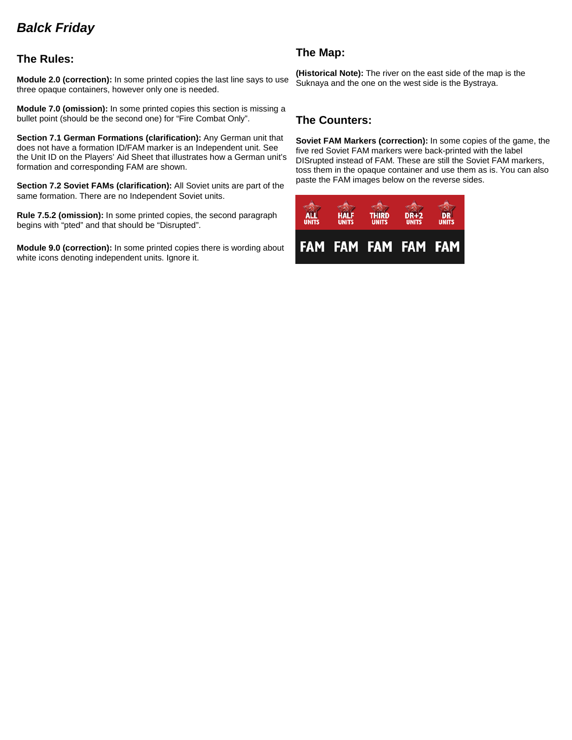# *Balck Friday*

## The Rules:

**Module 2.0 (correction):** In some printed copies the last line says to use three opaque containers, however only one is needed.

**Module 7.0 (omission):** In some printed copies this section is missing a bullet point (should be the second one) for "Fire Combat Only".

**Section 7.1 German Formations (clarification):** Any German unit that does not have a formation ID/FAM marker is an Independent unit. See the Unit ID on the Players' Aid Sheet that illustrates how a German unit's formation and corresponding FAM are shown.

**Section 7.2 Soviet FAMs (clarification):** All Soviet units are part of the same formation. There are no Independent Soviet units.

**Rule 7.5.2 (omission):** In some printed copies, the second paragraph begins with "pted" and that should be "Disrupted".

**Module 9.0 (correction):** In some printed copies there is wording about white icons denoting independent units. Ignore it.

## The Map:

**(Historical Note):** The river on the east side of the map is the Suknaya and the one on the west side is the Bystraya.

## The Counters:

**Soviet FAM Markers (correction):** In some copies of the game, the five red Soviet FAM markers were back-printed with the label DISrupted instead of FAM. These are still the Soviet FAM markers, toss them in the opaque container and use them as is. You can also paste the FAM images below on the reverse sides.

ALL UNITS
HALF UNITS
THIRD UNITS
DR+2 UNITS
DR UNITS

FAM FAM FAM FAM FAM